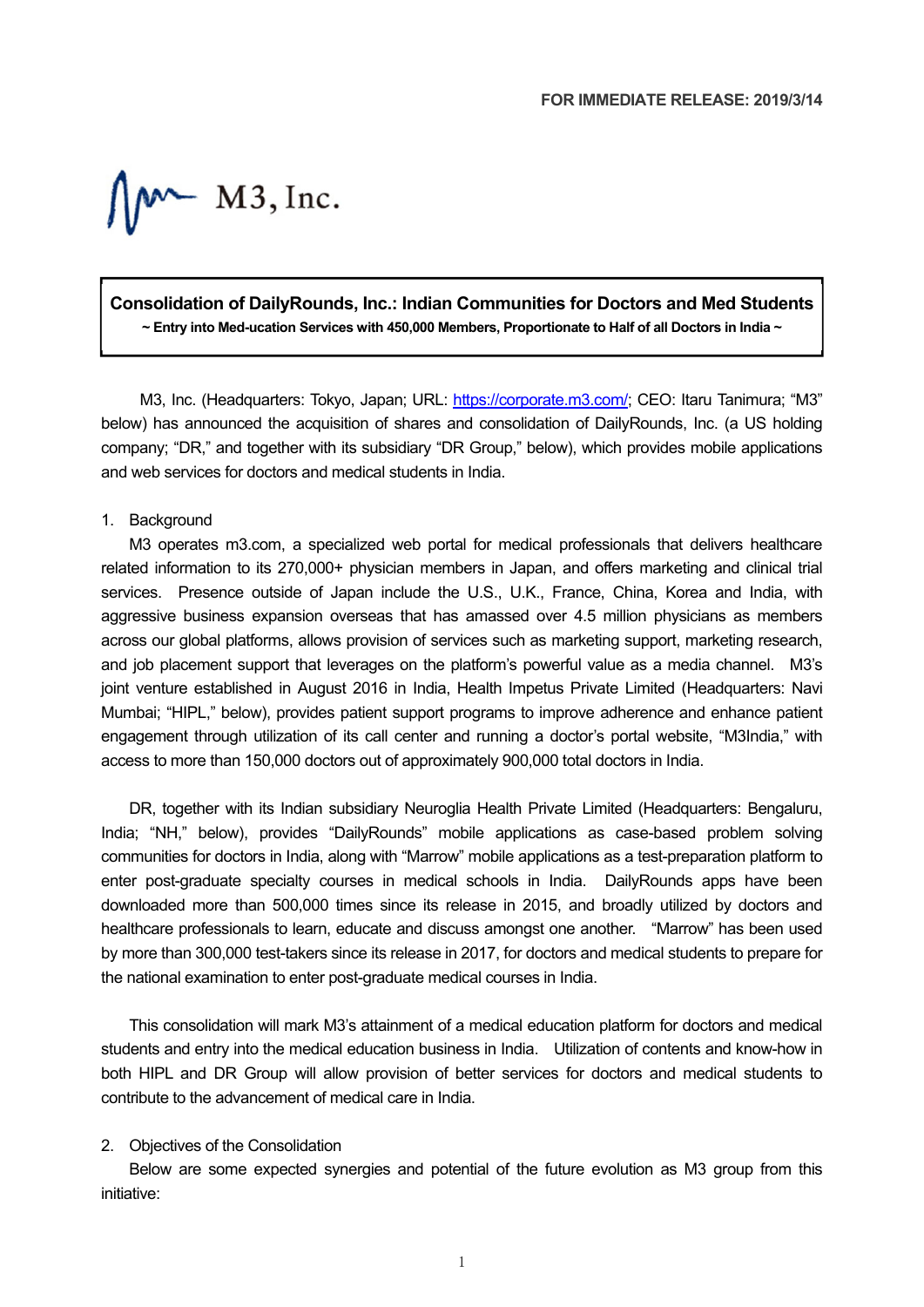FOR IMMEDIATE RELEASE: 2019/3/14

M3, Inc.

**Consolidation of DailyRounds, Inc.: Indian Communities for Doctors and Med Students**
**~ Entry into Med-ucation Services with 450,000 Members, Proportionate to Half of all Doctors in India ~**

M3, Inc. (Headquarters: Tokyo, Japan; URL: https://corporate.m3.com/; CEO: Itaru Tanimura; "M3" below) has announced the acquisition of shares and consolidation of DailyRounds, Inc. (a US holding company; "DR," and together with its subsidiary "DR Group," below), which provides mobile applications and web services for doctors and medical students in India.

1. Background

M3 operates m3.com, a specialized web portal for medical professionals that delivers healthcare related information to its 270,000+ physician members in Japan, and offers marketing and clinical trial services. Presence outside of Japan include the U.S., U.K., France, China, Korea and India, with aggressive business expansion overseas that has amassed over 4.5 million physicians as members across our global platforms, allows provision of services such as marketing support, marketing research, and job placement support that leverages on the platform's powerful value as a media channel. M3's joint venture established in August 2016 in India, Health Impetus Private Limited (Headquarters: Navi Mumbai; "HIPL," below), provides patient support programs to improve adherence and enhance patient engagement through utilization of its call center and running a doctor's portal website, "M3India," with access to more than 150,000 doctors out of approximately 900,000 total doctors in India.

DR, together with its Indian subsidiary Neuroglia Health Private Limited (Headquarters: Bengaluru, India; "NH," below), provides "DailyRounds" mobile applications as case-based problem solving communities for doctors in India, along with "Marrow" mobile applications as a test-preparation platform to enter post-graduate specialty courses in medical schools in India. DailyRounds apps have been downloaded more than 500,000 times since its release in 2015, and broadly utilized by doctors and healthcare professionals to learn, educate and discuss amongst one another. "Marrow" has been used by more than 300,000 test-takers since its release in 2017, for doctors and medical students to prepare for the national examination to enter post-graduate medical courses in India.

This consolidation will mark M3's attainment of a medical education platform for doctors and medical students and entry into the medical education business in India. Utilization of contents and know-how in both HIPL and DR Group will allow provision of better services for doctors and medical students to contribute to the advancement of medical care in India.

2. Objectives of the Consolidation

Below are some expected synergies and potential of the future evolution as M3 group from this initiative: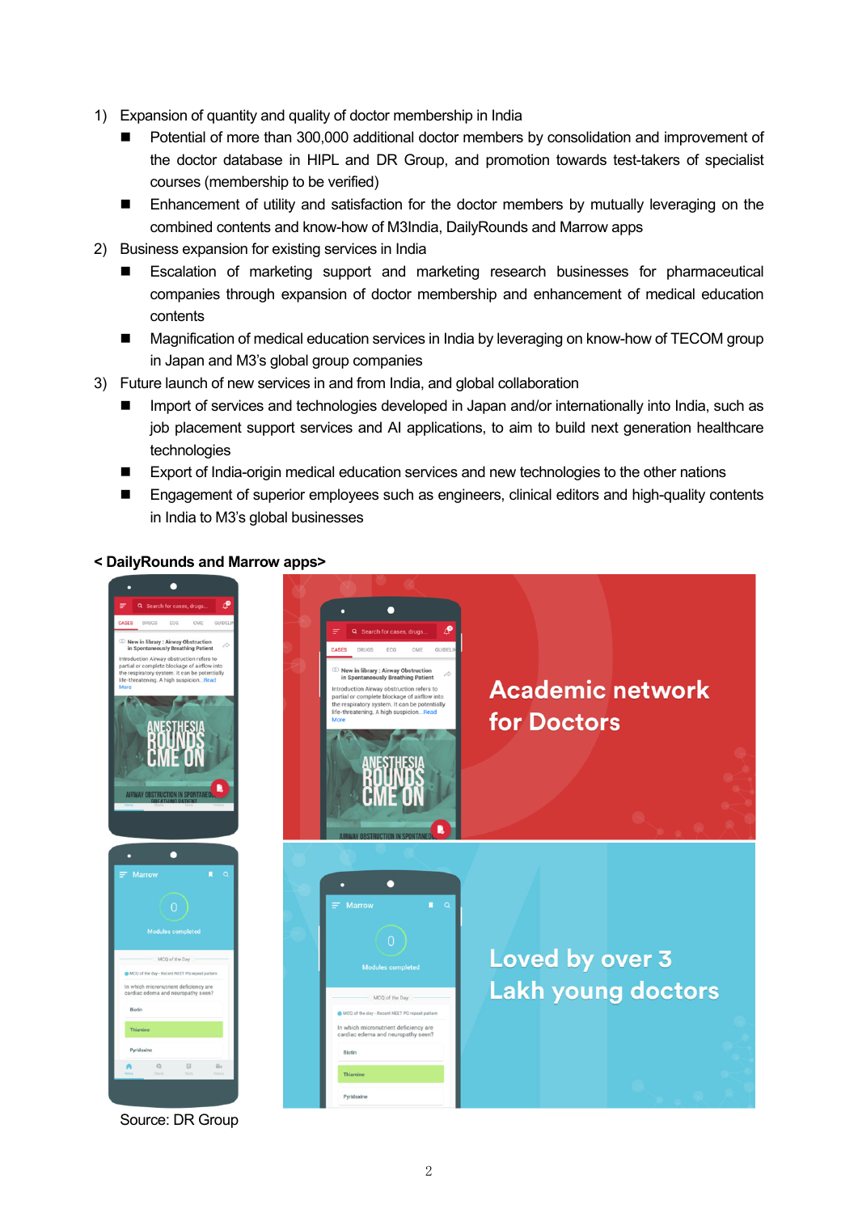1) Expansion of quantity and quality of doctor membership in India
    - Potential of more than 300,000 additional doctor members by consolidation and improvement of the doctor database in HIPL and DR Group, and promotion towards test-takers of specialist courses (membership to be verified)
    - Enhancement of utility and satisfaction for the doctor members by mutually leveraging on the combined contents and know-how of M3India, DailyRounds and Marrow apps
2) Business expansion for existing services in India
    - Escalation of marketing support and marketing research businesses for pharmaceutical companies through expansion of doctor membership and enhancement of medical education contents
    - Magnification of medical education services in India by leveraging on know-how of TECOM group in Japan and M3's global group companies
3) Future launch of new services in and from India, and global collaboration
    - Import of services and technologies developed in Japan and/or internationally into India, such as job placement support services and AI applications, to aim to build next generation healthcare technologies
    - Export of India-origin medical education services and new technologies to the other nations
    - Engagement of superior employees such as engineers, clinical editors and high-quality contents in India to M3's global businesses

**< DailyRounds and Marrow apps>**

Source: DR Group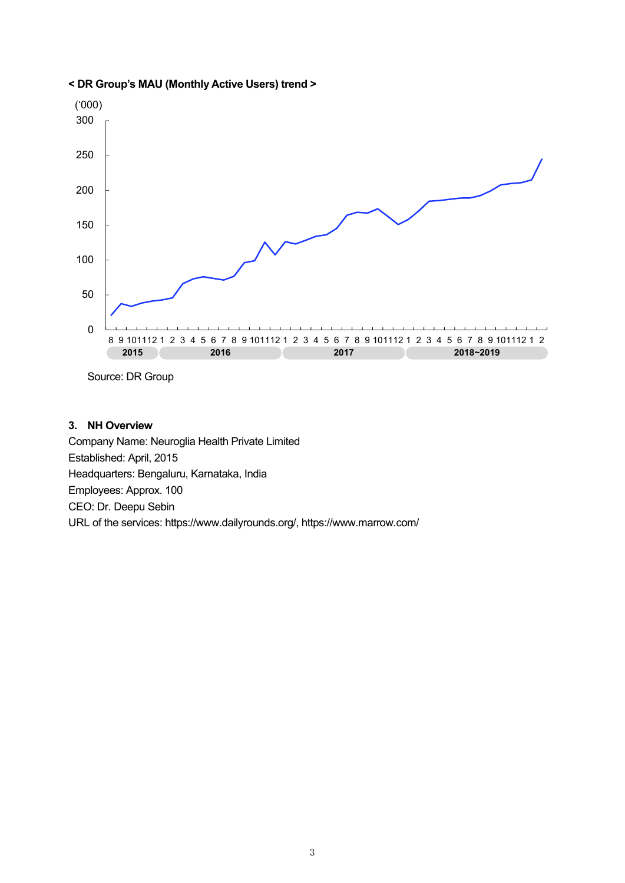**< DR Group's MAU (Monthly Active Users) trend >**

('000)
300
250
200
150
100
50
0

8 9 10 11 12 1 2 3 4 5 6 7 8 9 10 11 12 1 2 3 4 5 6 7 8 9 10 11 12 1 2 3 4 5 6 7 8 9 10 11 12 1 2

2015 2016 2017 2018~2019

Source: DR Group

### 3. NH Overview

Company Name: Neuroglia Health Private Limited
Established: April, 2015
Headquarters: Bengaluru, Karnataka, India
Employees: Approx. 100
CEO: Dr. Deepu Sebin
URL of the services: https://www.dailyrounds.org/, https://www.marrow.com/